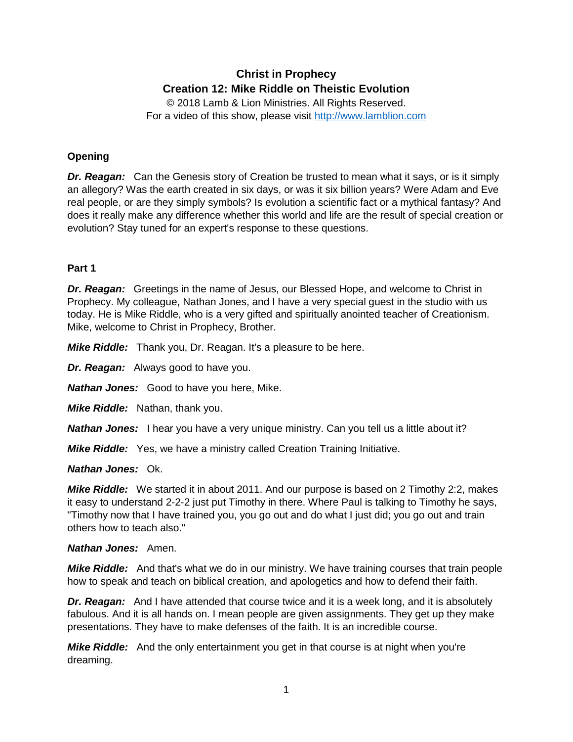# Christ in Prophecy
## Creation 12: Mike Riddle on Theistic Evolution

© 2018 Lamb & Lion Ministries. All Rights Reserved.
For a video of this show, please visit http://www.lamblion.com

### Opening

***Dr. Reagan:*** Can the Genesis story of Creation be trusted to mean what it says, or is it simply an allegory? Was the earth created in six days, or was it six billion years? Were Adam and Eve real people, or are they simply symbols? Is evolution a scientific fact or a mythical fantasy? And does it really make any difference whether this world and life are the result of special creation or evolution? Stay tuned for an expert's response to these questions.

### Part 1

***Dr. Reagan:*** Greetings in the name of Jesus, our Blessed Hope, and welcome to Christ in Prophecy. My colleague, Nathan Jones, and I have a very special guest in the studio with us today. He is Mike Riddle, who is a very gifted and spiritually anointed teacher of Creationism. Mike, welcome to Christ in Prophecy, Brother.

***Mike Riddle:*** Thank you, Dr. Reagan. It's a pleasure to be here.

***Dr. Reagan:*** Always good to have you.

***Nathan Jones:*** Good to have you here, Mike.

***Mike Riddle:*** Nathan, thank you.

***Nathan Jones:*** I hear you have a very unique ministry. Can you tell us a little about it?

***Mike Riddle:*** Yes, we have a ministry called Creation Training Initiative.

***Nathan Jones:*** Ok.

***Mike Riddle:*** We started it in about 2011. And our purpose is based on 2 Timothy 2:2, makes it easy to understand 2-2-2 just put Timothy in there. Where Paul is talking to Timothy he says, "Timothy now that I have trained you, you go out and do what I just did; you go out and train others how to teach also."

***Nathan Jones:*** Amen.

***Mike Riddle:*** And that's what we do in our ministry. We have training courses that train people how to speak and teach on biblical creation, and apologetics and how to defend their faith.

***Dr. Reagan:*** And I have attended that course twice and it is a week long, and it is absolutely fabulous. And it is all hands on. I mean people are given assignments. They get up they make presentations. They have to make defenses of the faith. It is an incredible course.

***Mike Riddle:*** And the only entertainment you get in that course is at night when you're dreaming.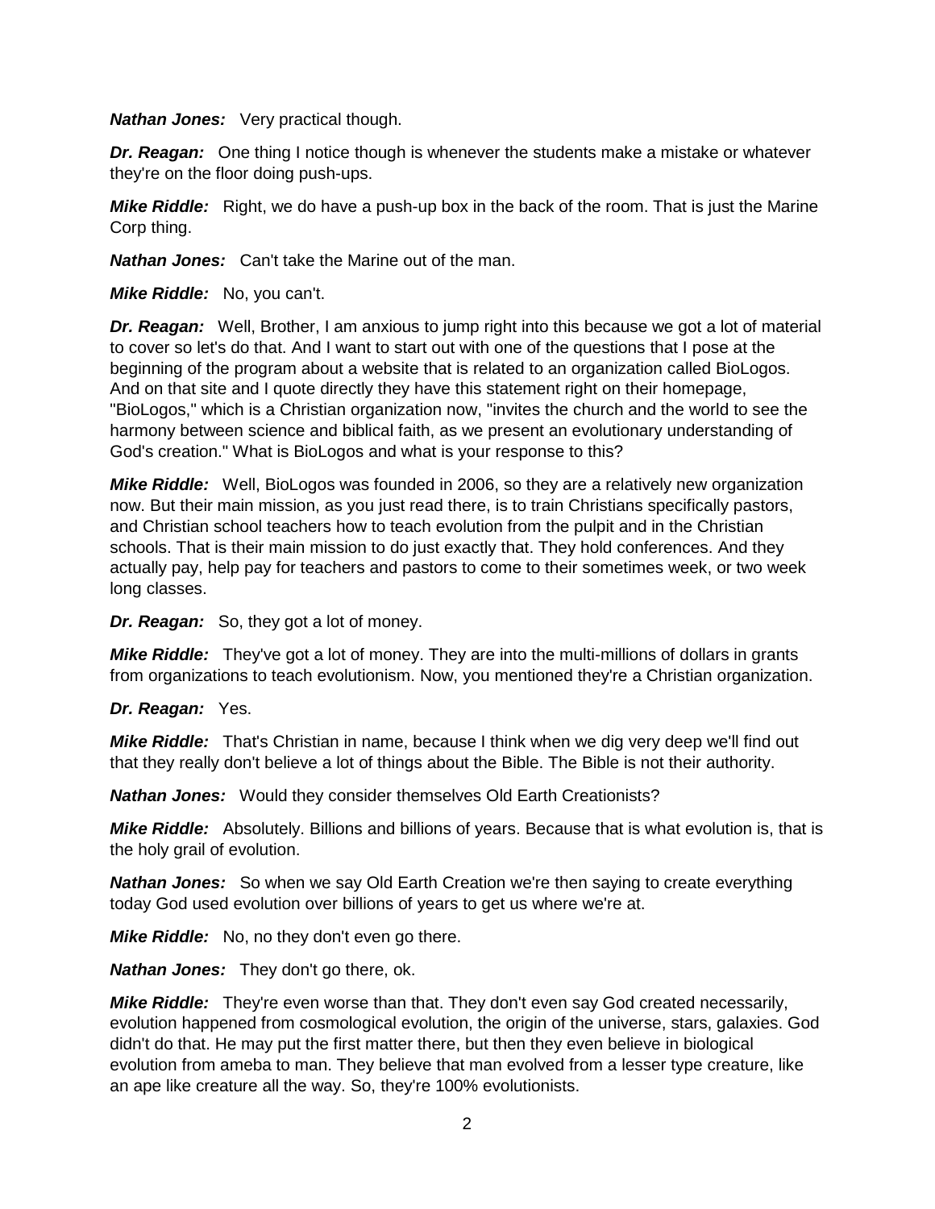***Nathan Jones:*** Very practical though.

***Dr. Reagan:*** One thing I notice though is whenever the students make a mistake or whatever they're on the floor doing push-ups.

***Mike Riddle:*** Right, we do have a push-up box in the back of the room. That is just the Marine Corp thing.

***Nathan Jones:*** Can't take the Marine out of the man.

***Mike Riddle:*** No, you can't.

***Dr. Reagan:*** Well, Brother, I am anxious to jump right into this because we got a lot of material to cover so let's do that. And I want to start out with one of the questions that I pose at the beginning of the program about a website that is related to an organization called BioLogos. And on that site and I quote directly they have this statement right on their homepage, "BioLogos," which is a Christian organization now, "invites the church and the world to see the harmony between science and biblical faith, as we present an evolutionary understanding of God's creation." What is BioLogos and what is your response to this?

***Mike Riddle:*** Well, BioLogos was founded in 2006, so they are a relatively new organization now. But their main mission, as you just read there, is to train Christians specifically pastors, and Christian school teachers how to teach evolution from the pulpit and in the Christian schools. That is their main mission to do just exactly that. They hold conferences. And they actually pay, help pay for teachers and pastors to come to their sometimes week, or two week long classes.

***Dr. Reagan:*** So, they got a lot of money.

***Mike Riddle:*** They've got a lot of money. They are into the multi-millions of dollars in grants from organizations to teach evolutionism. Now, you mentioned they're a Christian organization.

***Dr. Reagan:*** Yes.

***Mike Riddle:*** That's Christian in name, because I think when we dig very deep we'll find out that they really don't believe a lot of things about the Bible. The Bible is not their authority.

***Nathan Jones:*** Would they consider themselves Old Earth Creationists?

***Mike Riddle:*** Absolutely. Billions and billions of years. Because that is what evolution is, that is the holy grail of evolution.

***Nathan Jones:*** So when we say Old Earth Creation we're then saying to create everything today God used evolution over billions of years to get us where we're at.

***Mike Riddle:*** No, no they don't even go there.

***Nathan Jones:*** They don't go there, ok.

***Mike Riddle:*** They're even worse than that. They don't even say God created necessarily, evolution happened from cosmological evolution, the origin of the universe, stars, galaxies. God didn't do that. He may put the first matter there, but then they even believe in biological evolution from ameba to man. They believe that man evolved from a lesser type creature, like an ape like creature all the way. So, they're 100% evolutionists.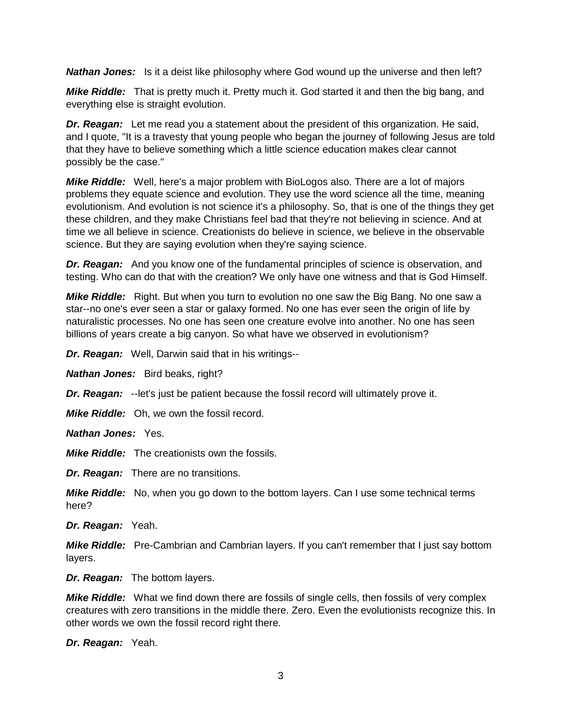***Nathan Jones:*** Is it a deist like philosophy where God wound up the universe and then left?

***Mike Riddle:*** That is pretty much it. Pretty much it. God started it and then the big bang, and everything else is straight evolution.

***Dr. Reagan:*** Let me read you a statement about the president of this organization. He said, and I quote, "It is a travesty that young people who began the journey of following Jesus are told that they have to believe something which a little science education makes clear cannot possibly be the case."

***Mike Riddle:*** Well, here's a major problem with BioLogos also. There are a lot of majors problems they equate science and evolution. They use the word science all the time, meaning evolutionism. And evolution is not science it's a philosophy. So, that is one of the things they get these children, and they make Christians feel bad that they're not believing in science. And at time we all believe in science. Creationists do believe in science, we believe in the observable science. But they are saying evolution when they're saying science.

***Dr. Reagan:*** And you know one of the fundamental principles of science is observation, and testing. Who can do that with the creation? We only have one witness and that is God Himself.

***Mike Riddle:*** Right. But when you turn to evolution no one saw the Big Bang. No one saw a star--no one's ever seen a star or galaxy formed. No one has ever seen the origin of life by naturalistic processes. No one has seen one creature evolve into another. No one has seen billions of years create a big canyon. So what have we observed in evolutionism?

***Dr. Reagan:*** Well, Darwin said that in his writings--

***Nathan Jones:*** Bird beaks, right?

***Dr. Reagan:*** --let's just be patient because the fossil record will ultimately prove it.

***Mike Riddle:*** Oh, we own the fossil record.

***Nathan Jones:*** Yes.

***Mike Riddle:*** The creationists own the fossils.

***Dr. Reagan:*** There are no transitions.

***Mike Riddle:*** No, when you go down to the bottom layers. Can I use some technical terms here?

***Dr. Reagan:*** Yeah.

***Mike Riddle:*** Pre-Cambrian and Cambrian layers. If you can't remember that I just say bottom layers.

***Dr. Reagan:*** The bottom layers.

***Mike Riddle:*** What we find down there are fossils of single cells, then fossils of very complex creatures with zero transitions in the middle there. Zero. Even the evolutionists recognize this. In other words we own the fossil record right there.

***Dr. Reagan:*** Yeah.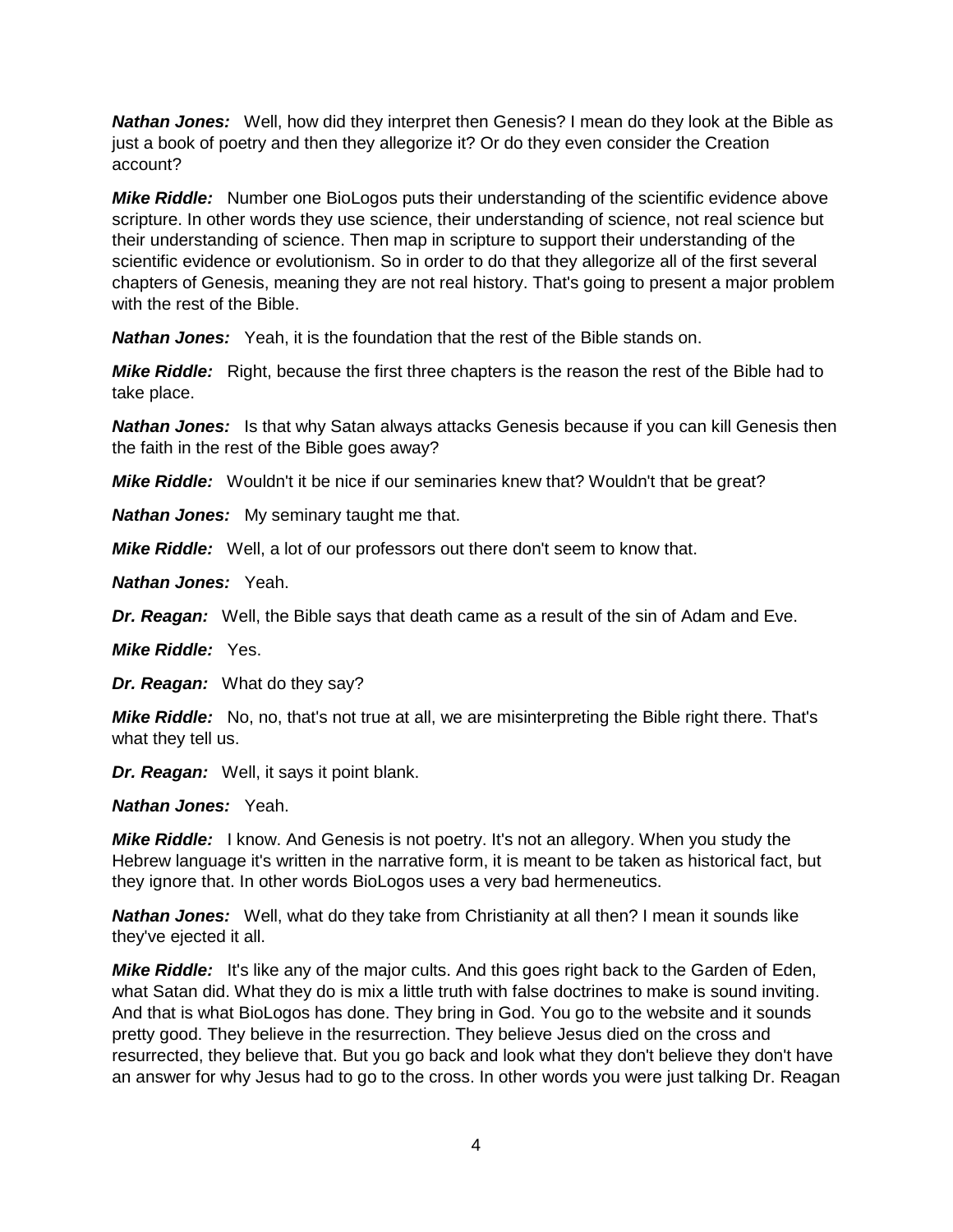***Nathan Jones:*** Well, how did they interpret then Genesis? I mean do they look at the Bible as just a book of poetry and then they allegorize it? Or do they even consider the Creation account?

***Mike Riddle:*** Number one BioLogos puts their understanding of the scientific evidence above scripture. In other words they use science, their understanding of science, not real science but their understanding of science. Then map in scripture to support their understanding of the scientific evidence or evolutionism. So in order to do that they allegorize all of the first several chapters of Genesis, meaning they are not real history. That's going to present a major problem with the rest of the Bible.

***Nathan Jones:*** Yeah, it is the foundation that the rest of the Bible stands on.

***Mike Riddle:*** Right, because the first three chapters is the reason the rest of the Bible had to take place.

***Nathan Jones:*** Is that why Satan always attacks Genesis because if you can kill Genesis then the faith in the rest of the Bible goes away?

***Mike Riddle:*** Wouldn't it be nice if our seminaries knew that? Wouldn't that be great?

***Nathan Jones:*** My seminary taught me that.

***Mike Riddle:*** Well, a lot of our professors out there don't seem to know that.

***Nathan Jones:*** Yeah.

***Dr. Reagan:*** Well, the Bible says that death came as a result of the sin of Adam and Eve.

***Mike Riddle:*** Yes.

***Dr. Reagan:*** What do they say?

***Mike Riddle:*** No, no, that's not true at all, we are misinterpreting the Bible right there. That's what they tell us.

***Dr. Reagan:*** Well, it says it point blank.

***Nathan Jones:*** Yeah.

***Mike Riddle:*** I know. And Genesis is not poetry. It's not an allegory. When you study the Hebrew language it's written in the narrative form, it is meant to be taken as historical fact, but they ignore that. In other words BioLogos uses a very bad hermeneutics.

***Nathan Jones:*** Well, what do they take from Christianity at all then? I mean it sounds like they've ejected it all.

***Mike Riddle:*** It's like any of the major cults. And this goes right back to the Garden of Eden, what Satan did. What they do is mix a little truth with false doctrines to make is sound inviting. And that is what BioLogos has done. They bring in God. You go to the website and it sounds pretty good. They believe in the resurrection. They believe Jesus died on the cross and resurrected, they believe that. But you go back and look what they don't believe they don't have an answer for why Jesus had to go to the cross. In other words you were just talking Dr. Reagan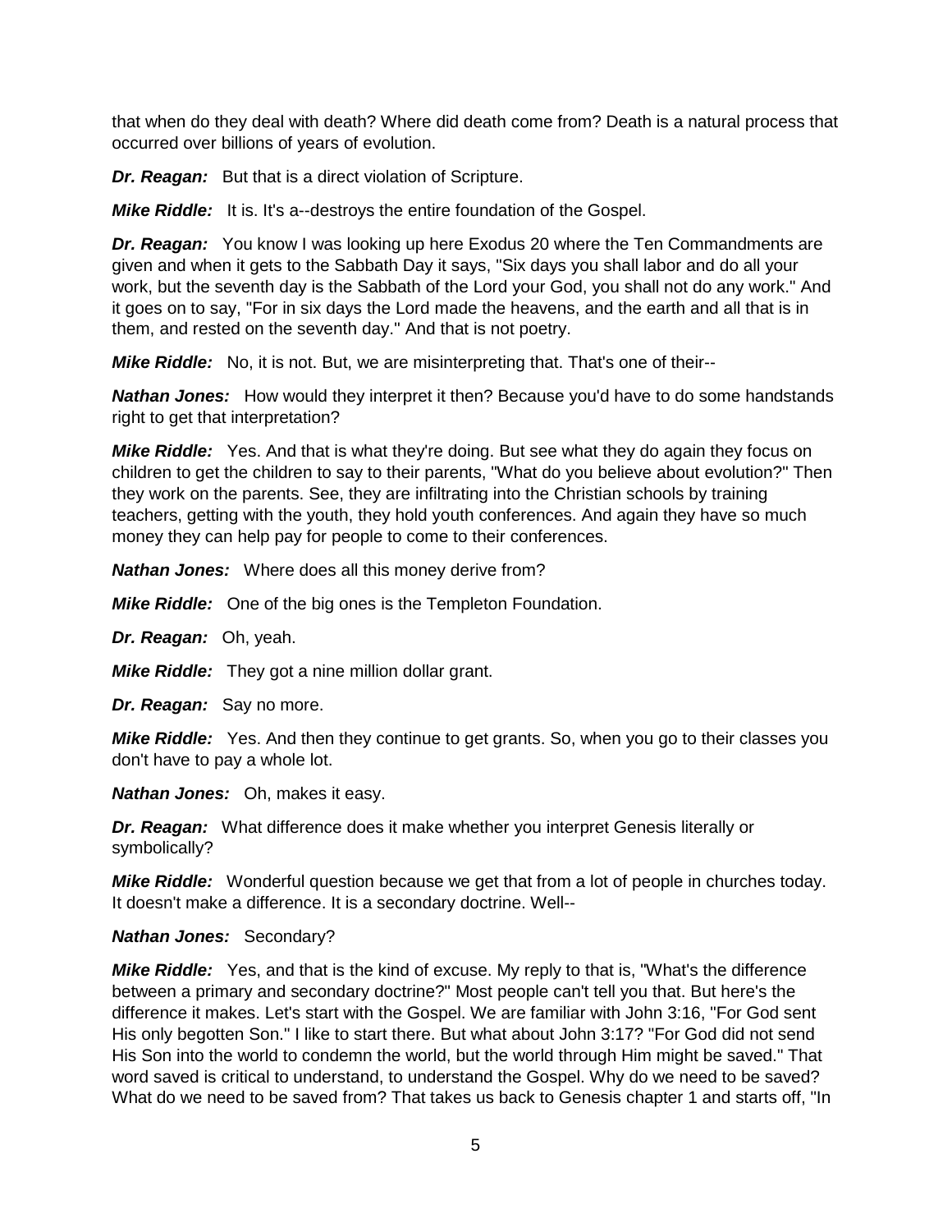that when do they deal with death? Where did death come from? Death is a natural process that occurred over billions of years of evolution.

***Dr. Reagan:*** But that is a direct violation of Scripture.

***Mike Riddle:*** It is. It's a--destroys the entire foundation of the Gospel.

***Dr. Reagan:*** You know I was looking up here Exodus 20 where the Ten Commandments are given and when it gets to the Sabbath Day it says, "Six days you shall labor and do all your work, but the seventh day is the Sabbath of the Lord your God, you shall not do any work." And it goes on to say, "For in six days the Lord made the heavens, and the earth and all that is in them, and rested on the seventh day." And that is not poetry.

***Mike Riddle:*** No, it is not. But, we are misinterpreting that. That's one of their--

***Nathan Jones:*** How would they interpret it then? Because you'd have to do some handstands right to get that interpretation?

***Mike Riddle:*** Yes. And that is what they're doing. But see what they do again they focus on children to get the children to say to their parents, "What do you believe about evolution?" Then they work on the parents. See, they are infiltrating into the Christian schools by training teachers, getting with the youth, they hold youth conferences. And again they have so much money they can help pay for people to come to their conferences.

***Nathan Jones:*** Where does all this money derive from?

***Mike Riddle:*** One of the big ones is the Templeton Foundation.

***Dr. Reagan:*** Oh, yeah.

***Mike Riddle:*** They got a nine million dollar grant.

***Dr. Reagan:*** Say no more.

***Mike Riddle:*** Yes. And then they continue to get grants. So, when you go to their classes you don't have to pay a whole lot.

***Nathan Jones:*** Oh, makes it easy.

***Dr. Reagan:*** What difference does it make whether you interpret Genesis literally or symbolically?

***Mike Riddle:*** Wonderful question because we get that from a lot of people in churches today. It doesn't make a difference. It is a secondary doctrine. Well--

***Nathan Jones:*** Secondary?

***Mike Riddle:*** Yes, and that is the kind of excuse. My reply to that is, "What's the difference between a primary and secondary doctrine?" Most people can't tell you that. But here's the difference it makes. Let's start with the Gospel. We are familiar with John 3:16, "For God sent His only begotten Son." I like to start there. But what about John 3:17? "For God did not send His Son into the world to condemn the world, but the world through Him might be saved." That word saved is critical to understand, to understand the Gospel. Why do we need to be saved? What do we need to be saved from? That takes us back to Genesis chapter 1 and starts off, "In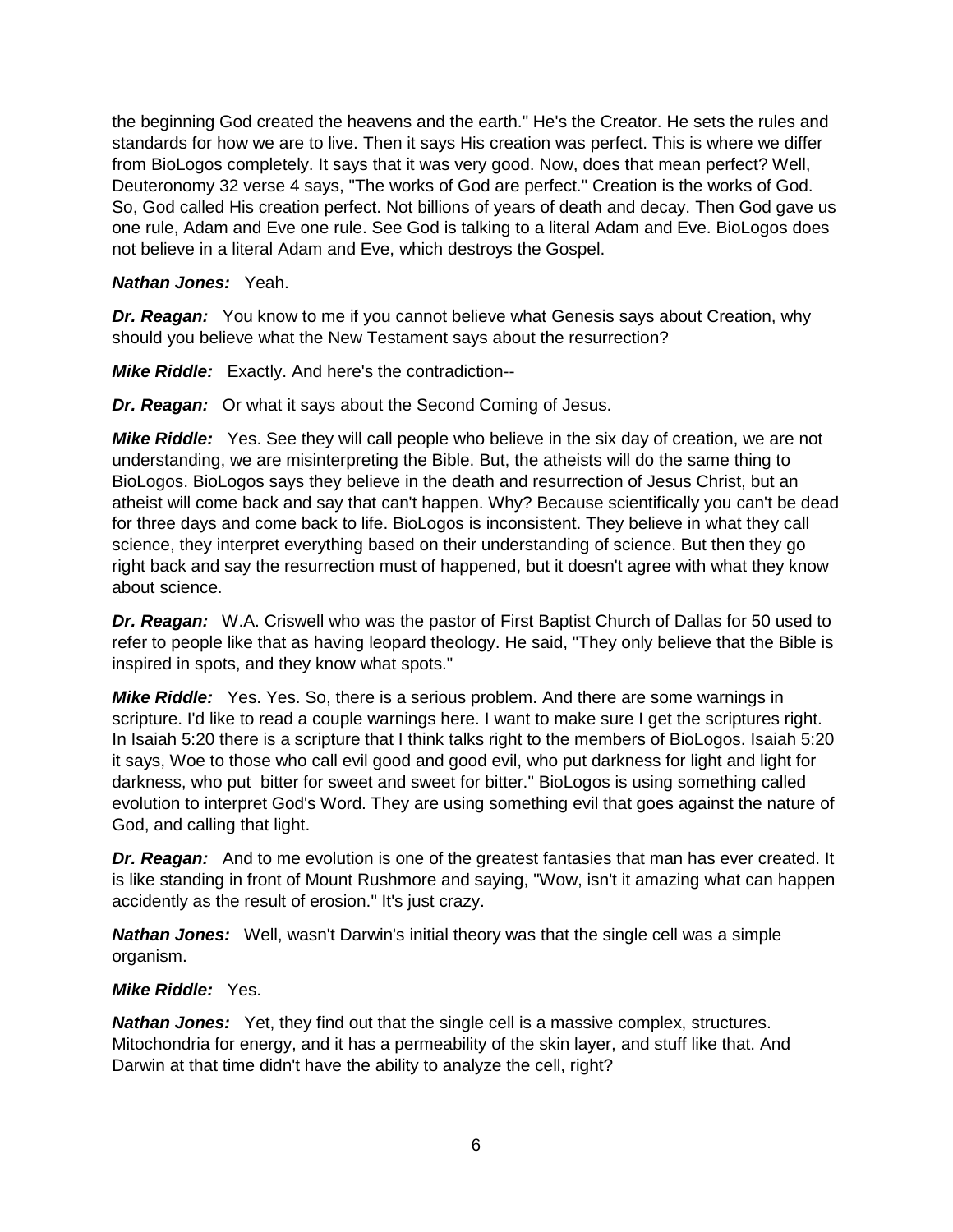the beginning God created the heavens and the earth." He's the Creator. He sets the rules and standards for how we are to live. Then it says His creation was perfect. This is where we differ from BioLogos completely. It says that it was very good. Now, does that mean perfect? Well, Deuteronomy 32 verse 4 says, "The works of God are perfect." Creation is the works of God. So, God called His creation perfect. Not billions of years of death and decay. Then God gave us one rule, Adam and Eve one rule. See God is talking to a literal Adam and Eve. BioLogos does not believe in a literal Adam and Eve, which destroys the Gospel.

***Nathan Jones:*** Yeah.

***Dr. Reagan:*** You know to me if you cannot believe what Genesis says about Creation, why should you believe what the New Testament says about the resurrection?

***Mike Riddle:*** Exactly. And here's the contradiction--

***Dr. Reagan:*** Or what it says about the Second Coming of Jesus.

***Mike Riddle:*** Yes. See they will call people who believe in the six day of creation, we are not understanding, we are misinterpreting the Bible. But, the atheists will do the same thing to BioLogos. BioLogos says they believe in the death and resurrection of Jesus Christ, but an atheist will come back and say that can't happen. Why? Because scientifically you can't be dead for three days and come back to life. BioLogos is inconsistent. They believe in what they call science, they interpret everything based on their understanding of science. But then they go right back and say the resurrection must of happened, but it doesn't agree with what they know about science.

***Dr. Reagan:*** W.A. Criswell who was the pastor of First Baptist Church of Dallas for 50 used to refer to people like that as having leopard theology. He said, "They only believe that the Bible is inspired in spots, and they know what spots."

***Mike Riddle:*** Yes. Yes. So, there is a serious problem. And there are some warnings in scripture. I'd like to read a couple warnings here. I want to make sure I get the scriptures right. In Isaiah 5:20 there is a scripture that I think talks right to the members of BioLogos. Isaiah 5:20 it says, Woe to those who call evil good and good evil, who put darkness for light and light for darkness, who put bitter for sweet and sweet for bitter." BioLogos is using something called evolution to interpret God's Word. They are using something evil that goes against the nature of God, and calling that light.

***Dr. Reagan:*** And to me evolution is one of the greatest fantasies that man has ever created. It is like standing in front of Mount Rushmore and saying, "Wow, isn't it amazing what can happen accidently as the result of erosion." It's just crazy.

***Nathan Jones:*** Well, wasn't Darwin's initial theory was that the single cell was a simple organism.

***Mike Riddle:*** Yes.

***Nathan Jones:*** Yet, they find out that the single cell is a massive complex, structures. Mitochondria for energy, and it has a permeability of the skin layer, and stuff like that. And Darwin at that time didn't have the ability to analyze the cell, right?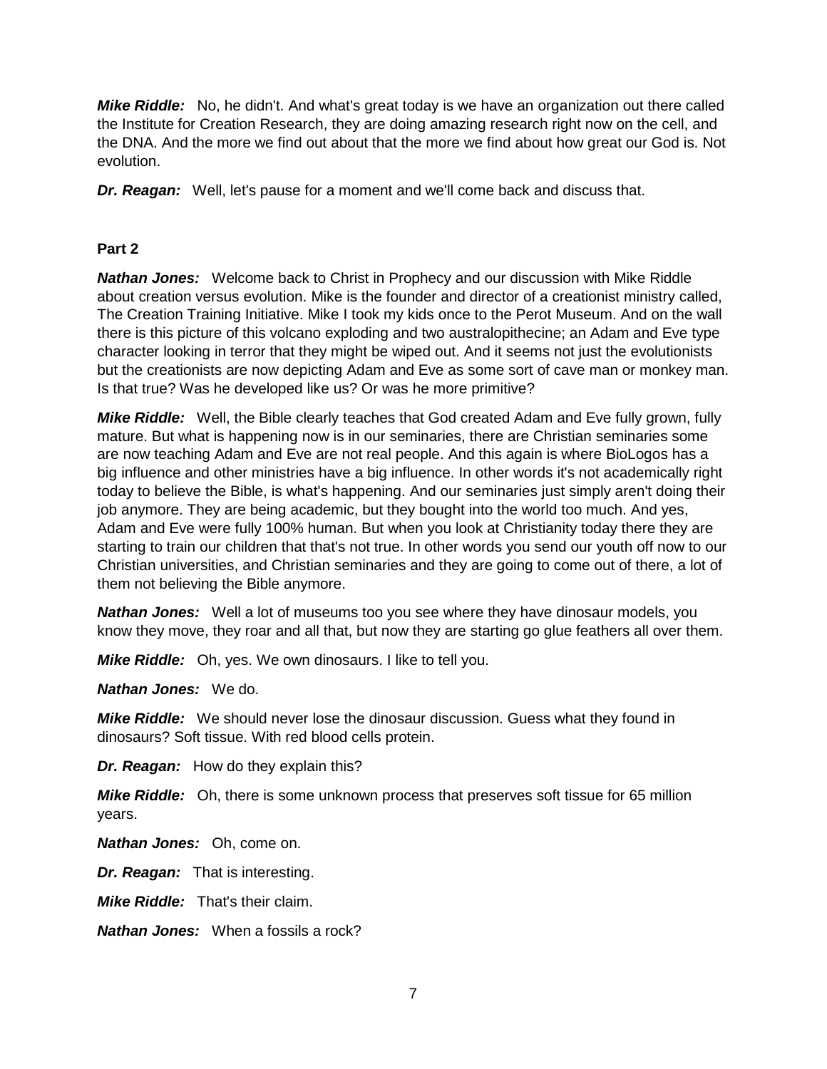***Mike Riddle:*** No, he didn't. And what's great today is we have an organization out there called the Institute for Creation Research, they are doing amazing research right now on the cell, and the DNA. And the more we find out about that the more we find about how great our God is. Not evolution.

***Dr. Reagan:*** Well, let's pause for a moment and we'll come back and discuss that.

**Part 2**

***Nathan Jones:*** Welcome back to Christ in Prophecy and our discussion with Mike Riddle about creation versus evolution. Mike is the founder and director of a creationist ministry called, The Creation Training Initiative. Mike I took my kids once to the Perot Museum. And on the wall there is this picture of this volcano exploding and two australopithecine; an Adam and Eve type character looking in terror that they might be wiped out. And it seems not just the evolutionists but the creationists are now depicting Adam and Eve as some sort of cave man or monkey man. Is that true? Was he developed like us? Or was he more primitive?

***Mike Riddle:*** Well, the Bible clearly teaches that God created Adam and Eve fully grown, fully mature. But what is happening now is in our seminaries, there are Christian seminaries some are now teaching Adam and Eve are not real people. And this again is where BioLogos has a big influence and other ministries have a big influence. In other words it's not academically right today to believe the Bible, is what's happening. And our seminaries just simply aren't doing their job anymore. They are being academic, but they bought into the world too much. And yes, Adam and Eve were fully 100% human. But when you look at Christianity today there they are starting to train our children that that's not true. In other words you send our youth off now to our Christian universities, and Christian seminaries and they are going to come out of there, a lot of them not believing the Bible anymore.

***Nathan Jones:*** Well a lot of museums too you see where they have dinosaur models, you know they move, they roar and all that, but now they are starting go glue feathers all over them.

***Mike Riddle:*** Oh, yes. We own dinosaurs. I like to tell you.

***Nathan Jones:*** We do.

***Mike Riddle:*** We should never lose the dinosaur discussion. Guess what they found in dinosaurs? Soft tissue. With red blood cells protein.

***Dr. Reagan:*** How do they explain this?

***Mike Riddle:*** Oh, there is some unknown process that preserves soft tissue for 65 million years.

***Nathan Jones:*** Oh, come on.

***Dr. Reagan:*** That is interesting.

***Mike Riddle:*** That's their claim.

***Nathan Jones:*** When a fossils a rock?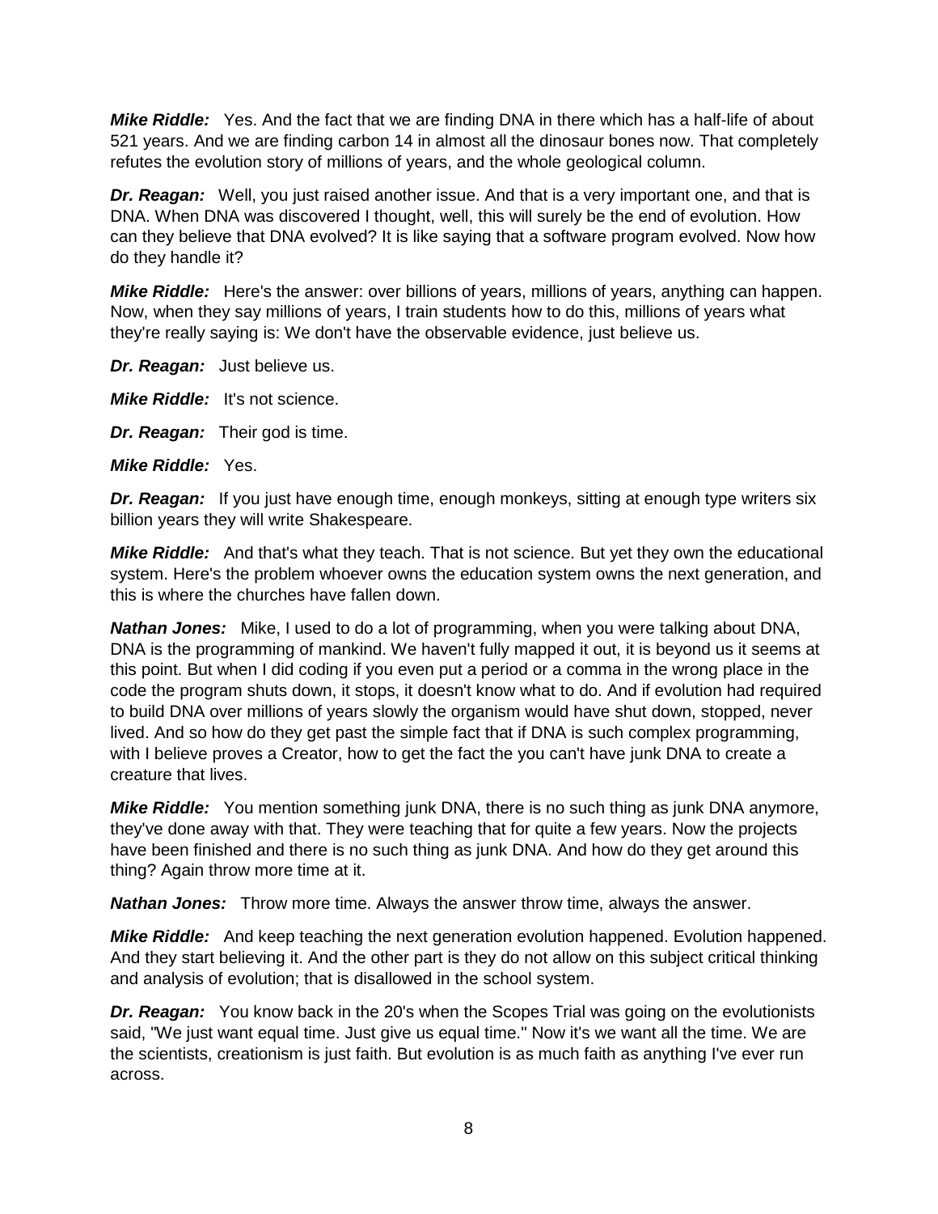***Mike Riddle:*** Yes. And the fact that we are finding DNA in there which has a half-life of about 521 years. And we are finding carbon 14 in almost all the dinosaur bones now. That completely refutes the evolution story of millions of years, and the whole geological column.

***Dr. Reagan:*** Well, you just raised another issue. And that is a very important one, and that is DNA. When DNA was discovered I thought, well, this will surely be the end of evolution. How can they believe that DNA evolved? It is like saying that a software program evolved. Now how do they handle it?

***Mike Riddle:*** Here's the answer: over billions of years, millions of years, anything can happen. Now, when they say millions of years, I train students how to do this, millions of years what they're really saying is: We don't have the observable evidence, just believe us.

***Dr. Reagan:*** Just believe us.

***Mike Riddle:*** It's not science.

***Dr. Reagan:*** Their god is time.

***Mike Riddle:*** Yes.

***Dr. Reagan:*** If you just have enough time, enough monkeys, sitting at enough type writers six billion years they will write Shakespeare.

***Mike Riddle:*** And that's what they teach. That is not science. But yet they own the educational system. Here's the problem whoever owns the education system owns the next generation, and this is where the churches have fallen down.

***Nathan Jones:*** Mike, I used to do a lot of programming, when you were talking about DNA, DNA is the programming of mankind. We haven't fully mapped it out, it is beyond us it seems at this point. But when I did coding if you even put a period or a comma in the wrong place in the code the program shuts down, it stops, it doesn't know what to do. And if evolution had required to build DNA over millions of years slowly the organism would have shut down, stopped, never lived. And so how do they get past the simple fact that if DNA is such complex programming, with I believe proves a Creator, how to get the fact the you can't have junk DNA to create a creature that lives.

***Mike Riddle:*** You mention something junk DNA, there is no such thing as junk DNA anymore, they've done away with that. They were teaching that for quite a few years. Now the projects have been finished and there is no such thing as junk DNA. And how do they get around this thing? Again throw more time at it.

***Nathan Jones:*** Throw more time. Always the answer throw time, always the answer.

***Mike Riddle:*** And keep teaching the next generation evolution happened. Evolution happened. And they start believing it. And the other part is they do not allow on this subject critical thinking and analysis of evolution; that is disallowed in the school system.

***Dr. Reagan:*** You know back in the 20's when the Scopes Trial was going on the evolutionists said, "We just want equal time. Just give us equal time." Now it's we want all the time. We are the scientists, creationism is just faith. But evolution is as much faith as anything I've ever run across.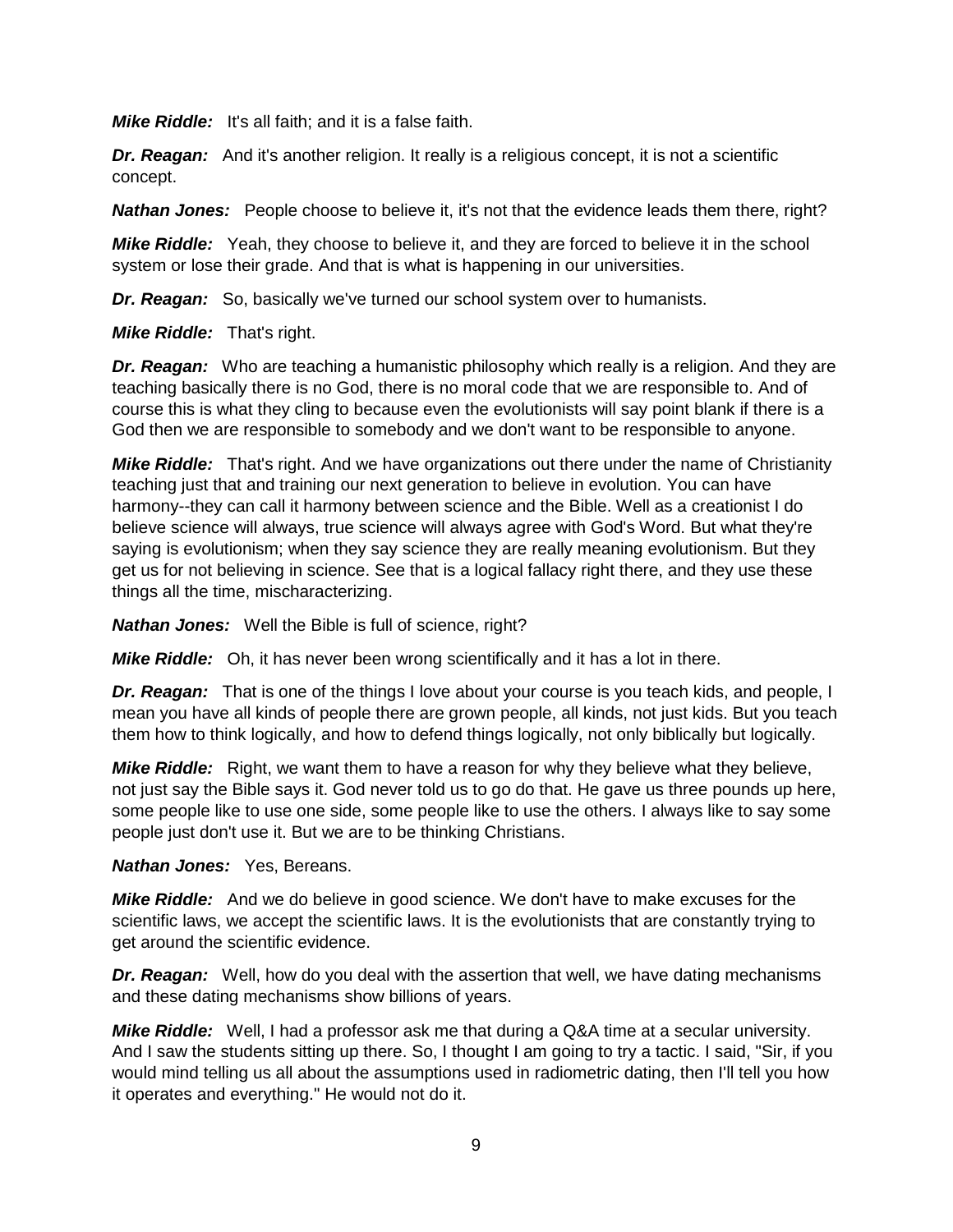***Mike Riddle:*** It's all faith; and it is a false faith.

***Dr. Reagan:*** And it's another religion. It really is a religious concept, it is not a scientific concept.

***Nathan Jones:*** People choose to believe it, it's not that the evidence leads them there, right?

***Mike Riddle:*** Yeah, they choose to believe it, and they are forced to believe it in the school system or lose their grade. And that is what is happening in our universities.

***Dr. Reagan:*** So, basically we've turned our school system over to humanists.

***Mike Riddle:*** That's right.

***Dr. Reagan:*** Who are teaching a humanistic philosophy which really is a religion. And they are teaching basically there is no God, there is no moral code that we are responsible to. And of course this is what they cling to because even the evolutionists will say point blank if there is a God then we are responsible to somebody and we don't want to be responsible to anyone.

***Mike Riddle:*** That's right. And we have organizations out there under the name of Christianity teaching just that and training our next generation to believe in evolution. You can have harmony--they can call it harmony between science and the Bible. Well as a creationist I do believe science will always, true science will always agree with God's Word. But what they're saying is evolutionism; when they say science they are really meaning evolutionism. But they get us for not believing in science. See that is a logical fallacy right there, and they use these things all the time, mischaracterizing.

***Nathan Jones:*** Well the Bible is full of science, right?

***Mike Riddle:*** Oh, it has never been wrong scientifically and it has a lot in there.

***Dr. Reagan:*** That is one of the things I love about your course is you teach kids, and people, I mean you have all kinds of people there are grown people, all kinds, not just kids. But you teach them how to think logically, and how to defend things logically, not only biblically but logically.

***Mike Riddle:*** Right, we want them to have a reason for why they believe what they believe, not just say the Bible says it. God never told us to go do that. He gave us three pounds up here, some people like to use one side, some people like to use the others. I always like to say some people just don't use it. But we are to be thinking Christians.

***Nathan Jones:*** Yes, Bereans.

***Mike Riddle:*** And we do believe in good science. We don't have to make excuses for the scientific laws, we accept the scientific laws. It is the evolutionists that are constantly trying to get around the scientific evidence.

***Dr. Reagan:*** Well, how do you deal with the assertion that well, we have dating mechanisms and these dating mechanisms show billions of years.

***Mike Riddle:*** Well, I had a professor ask me that during a Q&A time at a secular university. And I saw the students sitting up there. So, I thought I am going to try a tactic. I said, "Sir, if you would mind telling us all about the assumptions used in radiometric dating, then I'll tell you how it operates and everything." He would not do it.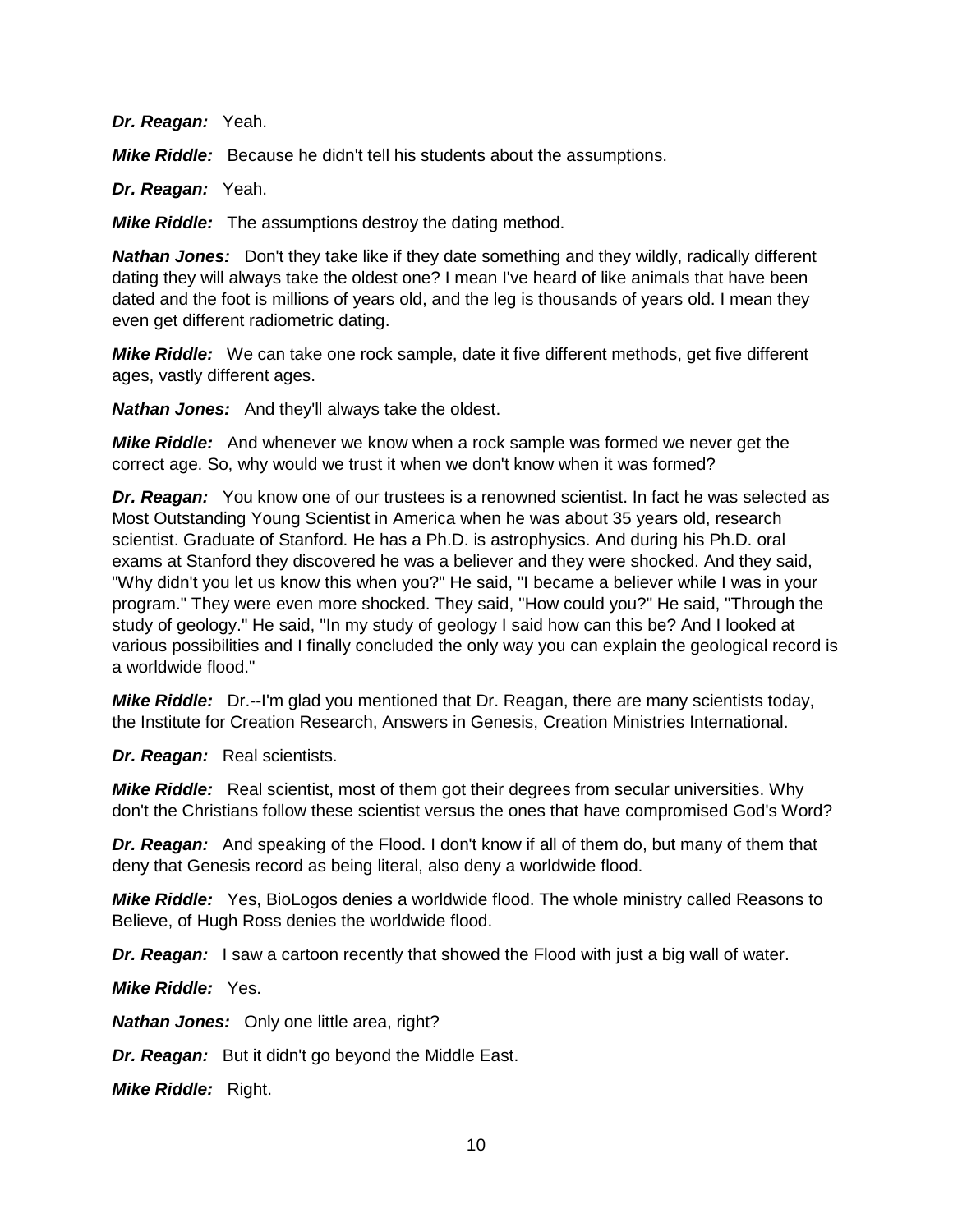***Dr. Reagan:*** Yeah.

***Mike Riddle:*** Because he didn't tell his students about the assumptions.

***Dr. Reagan:*** Yeah.

***Mike Riddle:*** The assumptions destroy the dating method.

***Nathan Jones:*** Don't they take like if they date something and they wildly, radically different dating they will always take the oldest one? I mean I've heard of like animals that have been dated and the foot is millions of years old, and the leg is thousands of years old. I mean they even get different radiometric dating.

***Mike Riddle:*** We can take one rock sample, date it five different methods, get five different ages, vastly different ages.

***Nathan Jones:*** And they'll always take the oldest.

***Mike Riddle:*** And whenever we know when a rock sample was formed we never get the correct age. So, why would we trust it when we don't know when it was formed?

***Dr. Reagan:*** You know one of our trustees is a renowned scientist. In fact he was selected as Most Outstanding Young Scientist in America when he was about 35 years old, research scientist. Graduate of Stanford. He has a Ph.D. is astrophysics. And during his Ph.D. oral exams at Stanford they discovered he was a believer and they were shocked. And they said, "Why didn't you let us know this when you?" He said, "I became a believer while I was in your program." They were even more shocked. They said, "How could you?" He said, "Through the study of geology." He said, "In my study of geology I said how can this be? And I looked at various possibilities and I finally concluded the only way you can explain the geological record is a worldwide flood."

***Mike Riddle:*** Dr.--I'm glad you mentioned that Dr. Reagan, there are many scientists today, the Institute for Creation Research, Answers in Genesis, Creation Ministries International.

***Dr. Reagan:*** Real scientists.

***Mike Riddle:*** Real scientist, most of them got their degrees from secular universities. Why don't the Christians follow these scientist versus the ones that have compromised God's Word?

***Dr. Reagan:*** And speaking of the Flood. I don't know if all of them do, but many of them that deny that Genesis record as being literal, also deny a worldwide flood.

***Mike Riddle:*** Yes, BioLogos denies a worldwide flood. The whole ministry called Reasons to Believe, of Hugh Ross denies the worldwide flood.

***Dr. Reagan:*** I saw a cartoon recently that showed the Flood with just a big wall of water.

***Mike Riddle:*** Yes.

***Nathan Jones:*** Only one little area, right?

***Dr. Reagan:*** But it didn't go beyond the Middle East.

***Mike Riddle:*** Right.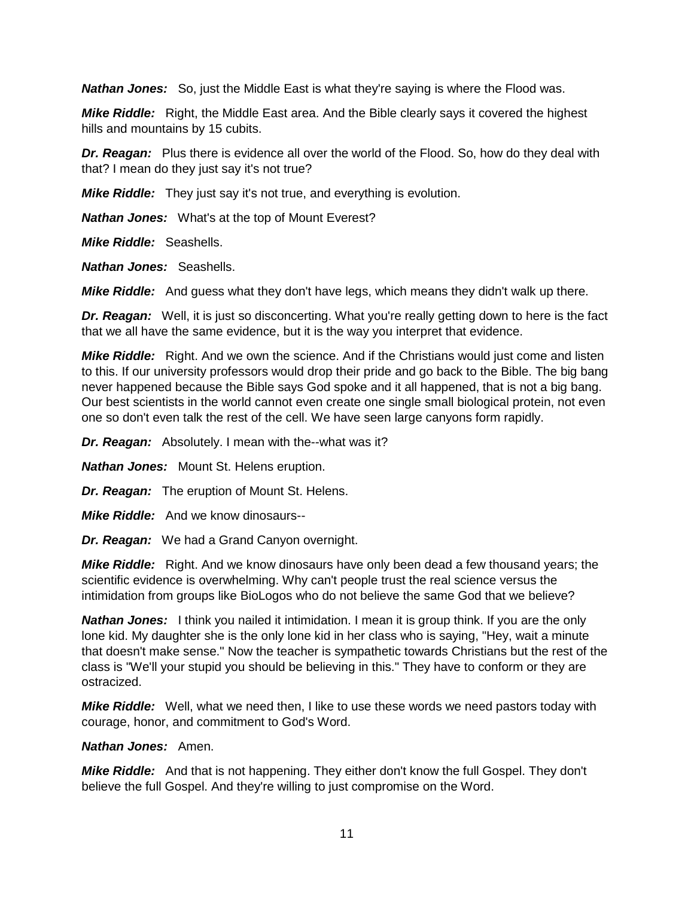***Nathan Jones:*** So, just the Middle East is what they're saying is where the Flood was.

***Mike Riddle:*** Right, the Middle East area. And the Bible clearly says it covered the highest hills and mountains by 15 cubits.

***Dr. Reagan:*** Plus there is evidence all over the world of the Flood. So, how do they deal with that? I mean do they just say it's not true?

***Mike Riddle:*** They just say it's not true, and everything is evolution.

***Nathan Jones:*** What's at the top of Mount Everest?

***Mike Riddle:*** Seashells.

***Nathan Jones:*** Seashells.

***Mike Riddle:*** And guess what they don't have legs, which means they didn't walk up there.

***Dr. Reagan:*** Well, it is just so disconcerting. What you're really getting down to here is the fact that we all have the same evidence, but it is the way you interpret that evidence.

***Mike Riddle:*** Right. And we own the science. And if the Christians would just come and listen to this. If our university professors would drop their pride and go back to the Bible. The big bang never happened because the Bible says God spoke and it all happened, that is not a big bang. Our best scientists in the world cannot even create one single small biological protein, not even one so don't even talk the rest of the cell. We have seen large canyons form rapidly.

***Dr. Reagan:*** Absolutely. I mean with the--what was it?

***Nathan Jones:*** Mount St. Helens eruption.

***Dr. Reagan:*** The eruption of Mount St. Helens.

***Mike Riddle:*** And we know dinosaurs--

***Dr. Reagan:*** We had a Grand Canyon overnight.

***Mike Riddle:*** Right. And we know dinosaurs have only been dead a few thousand years; the scientific evidence is overwhelming. Why can't people trust the real science versus the intimidation from groups like BioLogos who do not believe the same God that we believe?

***Nathan Jones:*** I think you nailed it intimidation. I mean it is group think. If you are the only lone kid. My daughter she is the only lone kid in her class who is saying, "Hey, wait a minute that doesn't make sense." Now the teacher is sympathetic towards Christians but the rest of the class is "We'll your stupid you should be believing in this." They have to conform or they are ostracized.

***Mike Riddle:*** Well, what we need then, I like to use these words we need pastors today with courage, honor, and commitment to God's Word.

***Nathan Jones:*** Amen.

***Mike Riddle:*** And that is not happening. They either don't know the full Gospel. They don't believe the full Gospel. And they're willing to just compromise on the Word.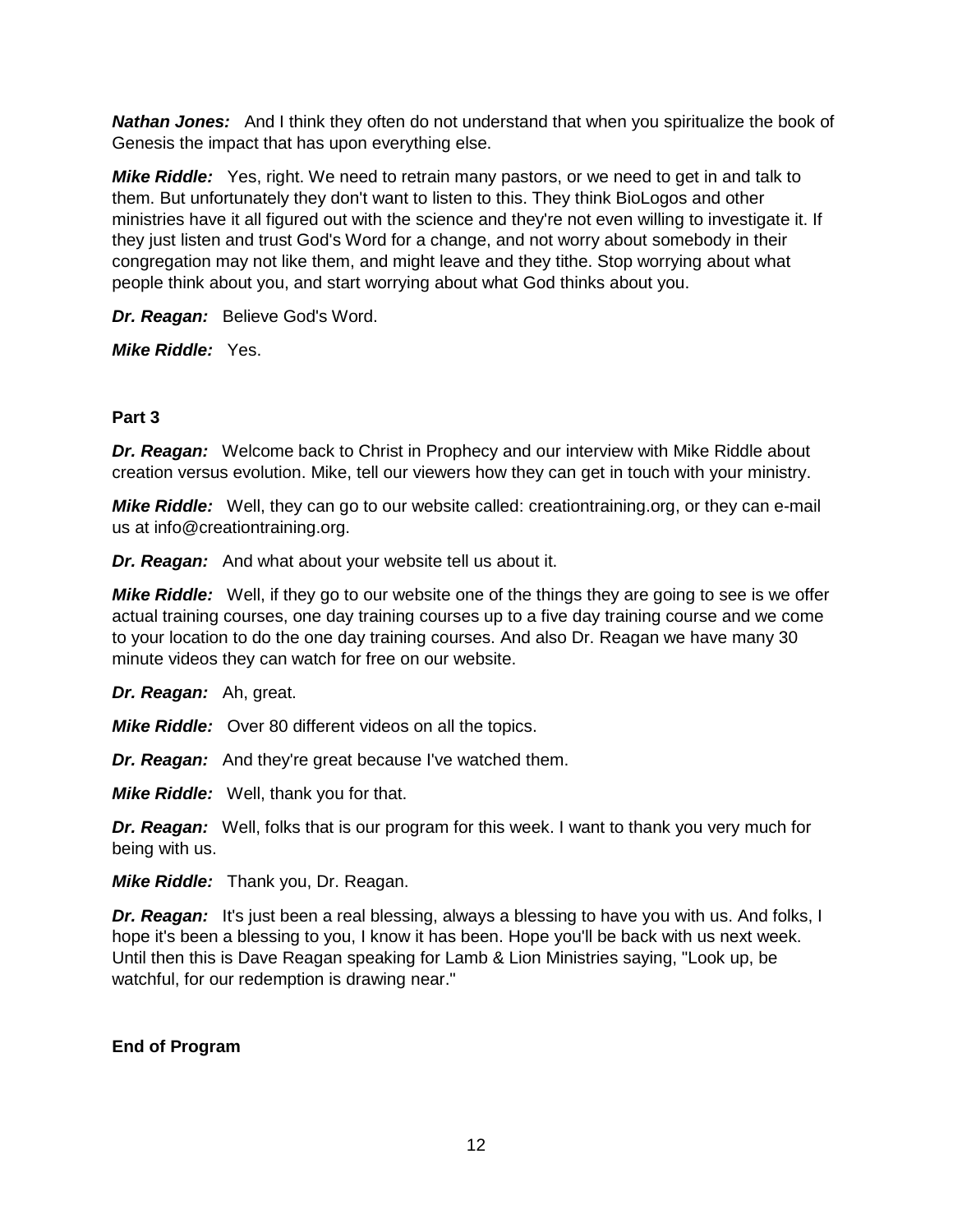***Nathan Jones:*** And I think they often do not understand that when you spiritualize the book of Genesis the impact that has upon everything else.

***Mike Riddle:*** Yes, right. We need to retrain many pastors, or we need to get in and talk to them. But unfortunately they don't want to listen to this. They think BioLogos and other ministries have it all figured out with the science and they're not even willing to investigate it. If they just listen and trust God's Word for a change, and not worry about somebody in their congregation may not like them, and might leave and they tithe. Stop worrying about what people think about you, and start worrying about what God thinks about you.

***Dr. Reagan:*** Believe God's Word.

***Mike Riddle:*** Yes.

**Part 3**

***Dr. Reagan:*** Welcome back to Christ in Prophecy and our interview with Mike Riddle about creation versus evolution. Mike, tell our viewers how they can get in touch with your ministry.

***Mike Riddle:*** Well, they can go to our website called: creationtraining.org, or they can e-mail us at info@creationtraining.org.

***Dr. Reagan:*** And what about your website tell us about it.

***Mike Riddle:*** Well, if they go to our website one of the things they are going to see is we offer actual training courses, one day training courses up to a five day training course and we come to your location to do the one day training courses. And also Dr. Reagan we have many 30 minute videos they can watch for free on our website.

***Dr. Reagan:*** Ah, great.

***Mike Riddle:*** Over 80 different videos on all the topics.

***Dr. Reagan:*** And they're great because I've watched them.

***Mike Riddle:*** Well, thank you for that.

***Dr. Reagan:*** Well, folks that is our program for this week. I want to thank you very much for being with us.

***Mike Riddle:*** Thank you, Dr. Reagan.

***Dr. Reagan:*** It's just been a real blessing, always a blessing to have you with us. And folks, I hope it's been a blessing to you, I know it has been. Hope you'll be back with us next week. Until then this is Dave Reagan speaking for Lamb & Lion Ministries saying, "Look up, be watchful, for our redemption is drawing near."

**End of Program**